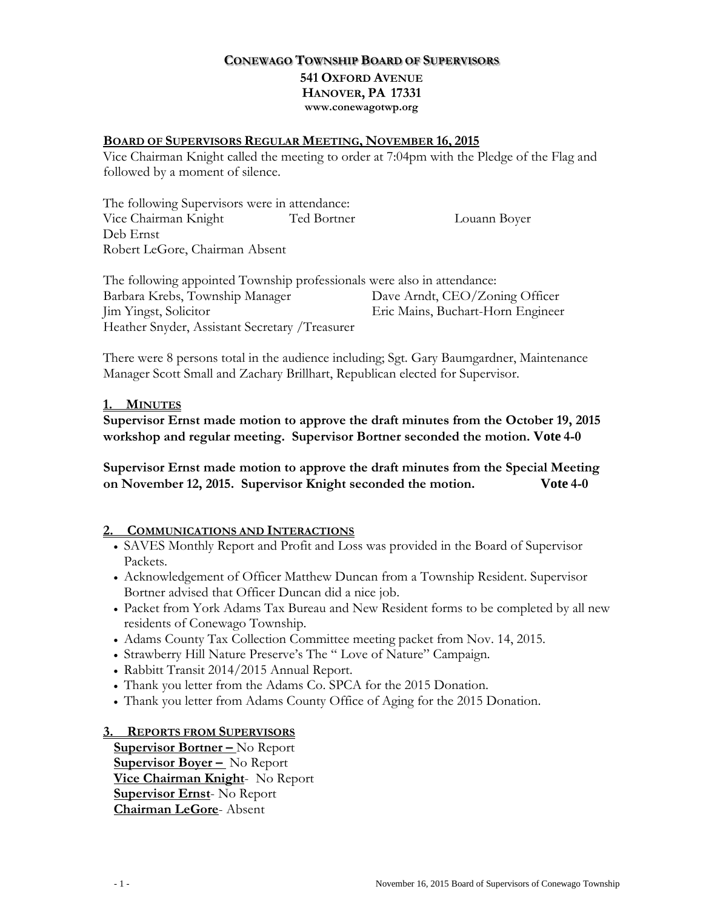# CONEWAGO TOWNSHIP BOARD OF SUPERVISORS

**541 OXFORD AVENUE**
**HANOVER, PA 17331**
**www.conewagotwp.org**

## BOARD OF SUPERVISORS REGULAR MEETING, NOVEMBER 16, 2015

Vice Chairman Knight called the meeting to order at 7:04pm with the Pledge of the Flag and followed by a moment of silence.

The following Supervisors were in attendance:
Vice Chairman Knight  Ted Bortner  Louann Boyer
Deb Ernst
Robert LeGore, Chairman Absent

The following appointed Township professionals were also in attendance:
Barbara Krebs, Township Manager  Dave Arndt, CEO/Zoning Officer
Jim Yingst, Solicitor  Eric Mains, Buchart-Horn Engineer
Heather Snyder, Assistant Secretary /Treasurer

There were 8 persons total in the audience including; Sgt. Gary Baumgardner, Maintenance Manager Scott Small and Zachary Brillhart, Republican elected for Supervisor.

### 1. MINUTES

**Supervisor Ernst made motion to approve the draft minutes from the October 19, 2015 workshop and regular meeting. Supervisor Bortner seconded the motion. Vote 4-0**

**Supervisor Ernst made motion to approve the draft minutes from the Special Meeting on November 12, 2015. Supervisor Knight seconded the motion. Vote 4-0**

### 2. COMMUNICATIONS AND INTERACTIONS

- SAVES Monthly Report and Profit and Loss was provided in the Board of Supervisor Packets.
- Acknowledgement of Officer Matthew Duncan from a Township Resident. Supervisor Bortner advised that Officer Duncan did a nice job.
- Packet from York Adams Tax Bureau and New Resident forms to be completed by all new residents of Conewago Township.
- Adams County Tax Collection Committee meeting packet from Nov. 14, 2015.
- Strawberry Hill Nature Preserve's The " Love of Nature" Campaign.
- Rabbitt Transit 2014/2015 Annual Report.
- Thank you letter from the Adams Co. SPCA for the 2015 Donation.
- Thank you letter from Adams County Office of Aging for the 2015 Donation.

### 3. REPORTS FROM SUPERVISORS

**Supervisor Bortner –** No Report
**Supervisor Boyer –** No Report
**Vice Chairman Knight**- No Report
**Supervisor Ernst**- No Report
**Chairman LeGore**- Absent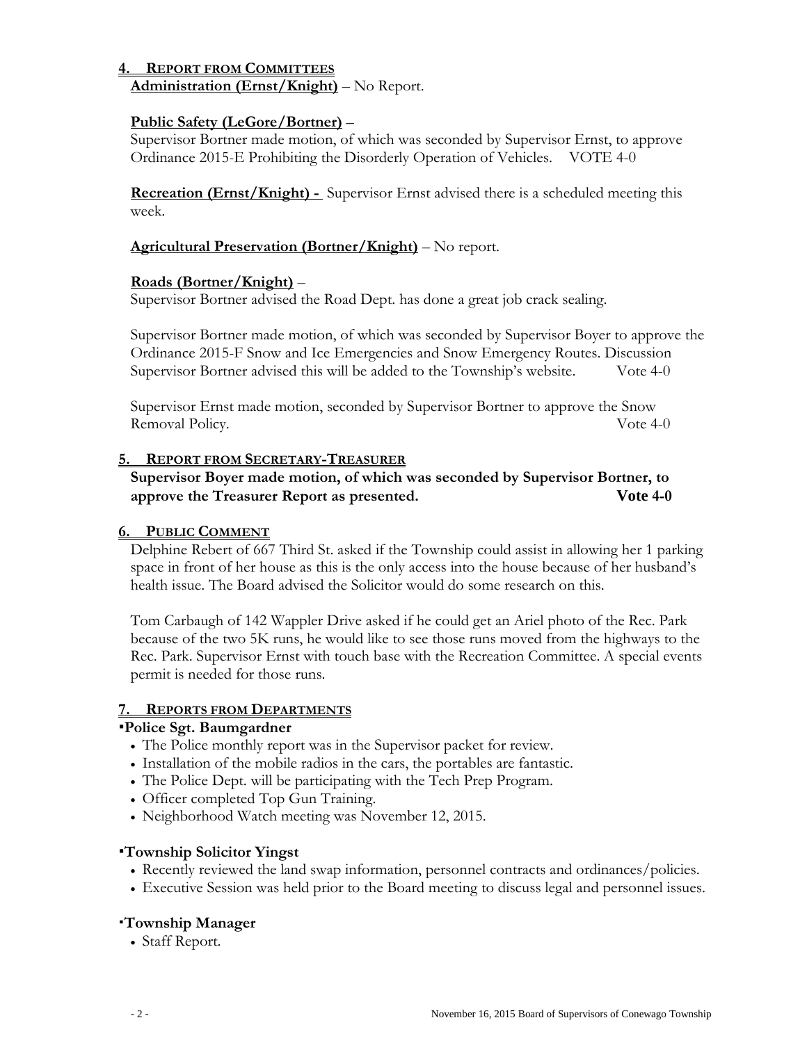## 4. Report from Committees

**Administration (Ernst/Knight)** – No Report.

**Public Safety (LeGore/Bortner)** –

Supervisor Bortner made motion, of which was seconded by Supervisor Ernst, to approve Ordinance 2015-E Prohibiting the Disorderly Operation of Vehicles. VOTE 4-0

**Recreation (Ernst/Knight) -** Supervisor Ernst advised there is a scheduled meeting this week.

**Agricultural Preservation (Bortner/Knight)** – No report.

**Roads (Bortner/Knight)** –

Supervisor Bortner advised the Road Dept. has done a great job crack sealing.

Supervisor Bortner made motion, of which was seconded by Supervisor Boyer to approve the Ordinance 2015-F Snow and Ice Emergencies and Snow Emergency Routes. Discussion Supervisor Bortner advised this will be added to the Township's website. Vote 4-0

Supervisor Ernst made motion, seconded by Supervisor Bortner to approve the Snow Removal Policy. Vote 4-0

## 5. Report from Secretary-Treasurer

**Supervisor Boyer made motion, of which was seconded by Supervisor Bortner, to approve the Treasurer Report as presented. Vote 4-0**

## 6. Public Comment

Delphine Rebert of 667 Third St. asked if the Township could assist in allowing her 1 parking space in front of her house as this is the only access into the house because of her husband's health issue. The Board advised the Solicitor would do some research on this.

Tom Carbaugh of 142 Wappler Drive asked if he could get an Ariel photo of the Rec. Park because of the two 5K runs, he would like to see those runs moved from the highways to the Rec. Park. Supervisor Ernst with touch base with the Recreation Committee. A special events permit is needed for those runs.

## 7. Reports from Departments

**▪Police Sgt. Baumgardner**

- The Police monthly report was in the Supervisor packet for review.
- Installation of the mobile radios in the cars, the portables are fantastic.
- The Police Dept. will be participating with the Tech Prep Program.
- Officer completed Top Gun Training.
- Neighborhood Watch meeting was November 12, 2015.

**▪Township Solicitor Yingst**

- Recently reviewed the land swap information, personnel contracts and ordinances/policies.
- Executive Session was held prior to the Board meeting to discuss legal and personnel issues.

**▪Township Manager**

- Staff Report.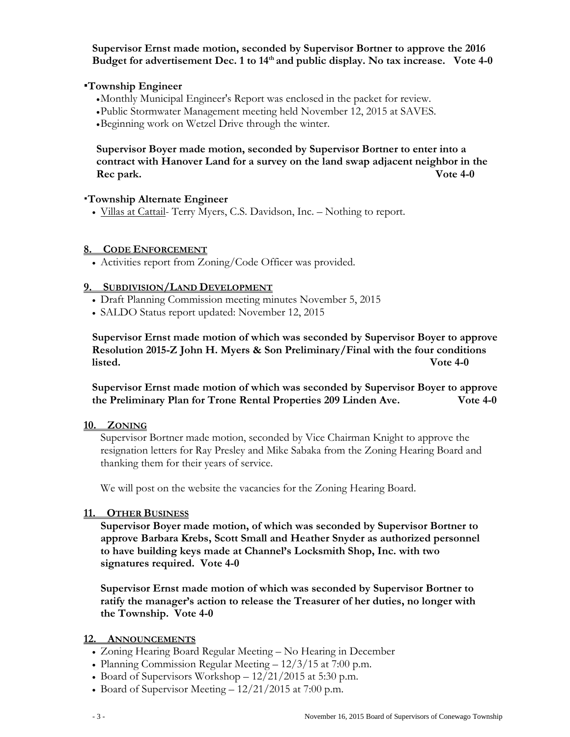**Supervisor Ernst made motion, seconded by Supervisor Bortner to approve the 2016 Budget for advertisement Dec. 1 to 14th and public display. No tax increase. Vote 4-0**

▪**Township Engineer**

- Monthly Municipal Engineer's Report was enclosed in the packet for review.
- Public Stormwater Management meeting held November 12, 2015 at SAVES.
- Beginning work on Wetzel Drive through the winter.

**Supervisor Boyer made motion, seconded by Supervisor Bortner to enter into a contract with Hanover Land for a survey on the land swap adjacent neighbor in the Rec park. Vote 4-0**

▪**Township Alternate Engineer**

- Villas at Cattail- Terry Myers, C.S. Davidson, Inc. – Nothing to report.

## 8. CODE ENFORCEMENT

- Activities report from Zoning/Code Officer was provided.

## 9. SUBDIVISION/LAND DEVELOPMENT

- Draft Planning Commission meeting minutes November 5, 2015
- SALDO Status report updated: November 12, 2015

**Supervisor Ernst made motion of which was seconded by Supervisor Boyer to approve Resolution 2015-Z John H. Myers & Son Preliminary/Final with the four conditions listed. Vote 4-0**

**Supervisor Ernst made motion of which was seconded by Supervisor Boyer to approve the Preliminary Plan for Trone Rental Properties 209 Linden Ave. Vote 4-0**

## 10. ZONING

Supervisor Bortner made motion, seconded by Vice Chairman Knight to approve the resignation letters for Ray Presley and Mike Sabaka from the Zoning Hearing Board and thanking them for their years of service.

We will post on the website the vacancies for the Zoning Hearing Board.

## 11. OTHER BUSINESS

**Supervisor Boyer made motion, of which was seconded by Supervisor Bortner to approve Barbara Krebs, Scott Small and Heather Snyder as authorized personnel to have building keys made at Channel's Locksmith Shop, Inc. with two signatures required. Vote 4-0**

**Supervisor Ernst made motion of which was seconded by Supervisor Bortner to ratify the manager's action to release the Treasurer of her duties, no longer with the Township. Vote 4-0**

## 12. ANNOUNCEMENTS

- Zoning Hearing Board Regular Meeting – No Hearing in December
- Planning Commission Regular Meeting – 12/3/15 at 7:00 p.m.
- Board of Supervisors Workshop – 12/21/2015 at 5:30 p.m.
- Board of Supervisor Meeting – 12/21/2015 at 7:00 p.m.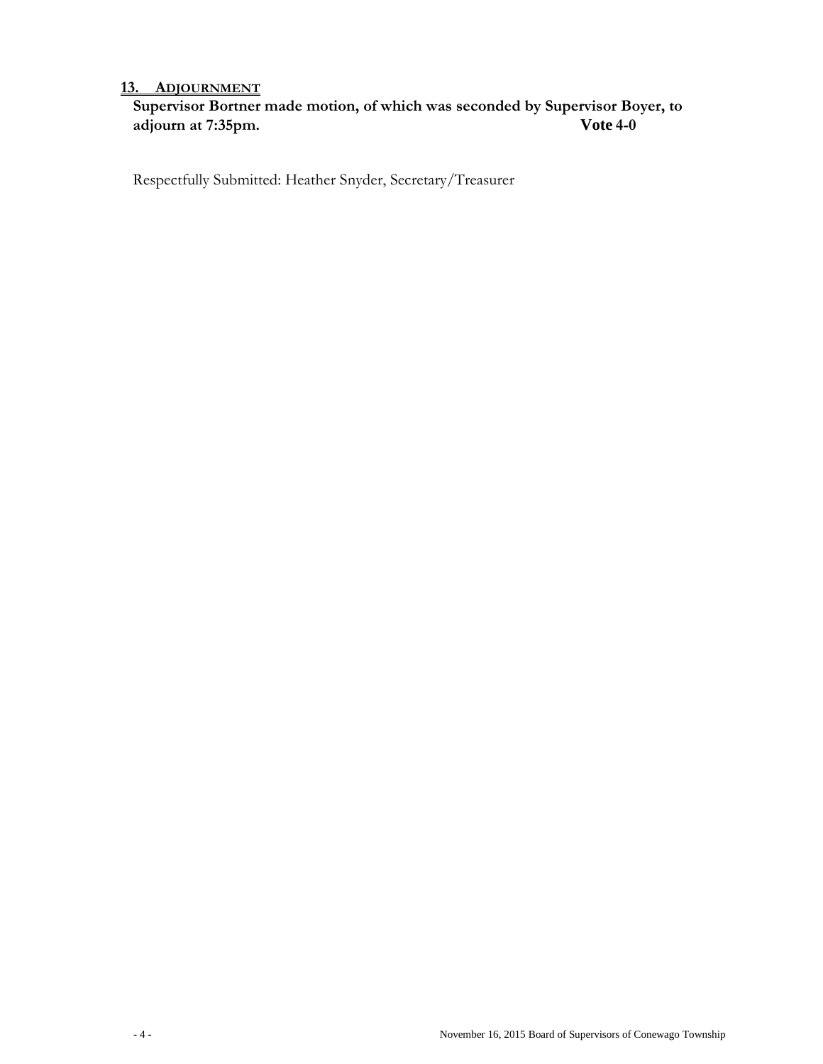## 13. Adjournment

**Supervisor Bortner made motion, of which was seconded by Supervisor Boyer, to adjourn at 7:35pm. Vote 4-0**

Respectfully Submitted: Heather Snyder, Secretary/Treasurer